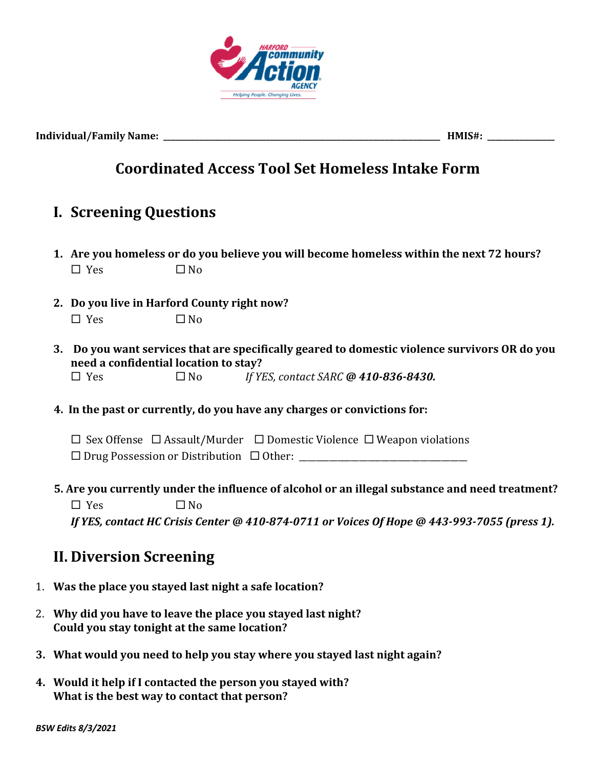**Individual/Family Name:** ______________________________________________________________ **HMIS#:** _______________

# Coordinated Access Tool Set Homeless Intake Form

## I. Screening Questions

1. **Are you homeless or do you believe you will become homeless within the next 72 hours?**
   ☐ Yes ☐ No

2. **Do you live in Harford County right now?**
   ☐ Yes ☐ No

3. **Do you want services that are specifically geared to domestic violence survivors OR do you need a confidential location to stay?**
   ☐ Yes ☐ No *If YES, contact SARC* ***@ 410-836-8430.***

4. **In the past or currently, do you have any charges or convictions for:**

   ☐ Sex Offense ☐ Assault/Murder ☐ Domestic Violence ☐ Weapon violations
   ☐ Drug Possession or Distribution ☐ Other: ______________________________________

5. **Are you currently under the influence of alcohol or an illegal substance and need treatment?**
   ☐ Yes ☐ No
   ***If YES, contact HC Crisis Center @ 410-874-0711 or Voices Of Hope @ 443-993-7055 (press 1).***

## II. Diversion Screening

1. **Was the place you stayed last night a safe location?**

2. **Why did you have to leave the place you stayed last night?**
   **Could you stay tonight at the same location?**

3. **What would you need to help you stay where you stayed last night again?**

4. **Would it help if I contacted the person you stayed with?**
   **What is the best way to contact that person?**

***BSW Edits 8/3/2021***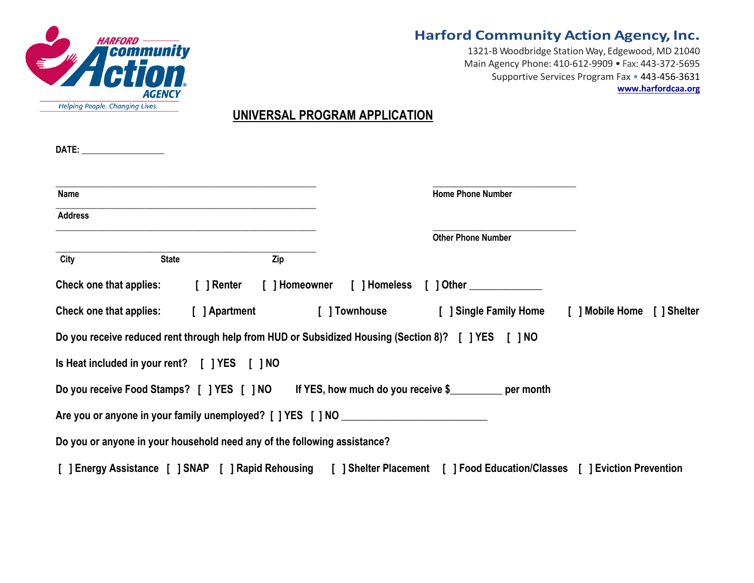**Harford Community Action Agency, Inc.**
1321-B Woodbridge Station Way, Edgewood, MD 21040
Main Agency Phone: 410-612-9909 • Fax: 443-372-5695
Supportive Services Program Fax • 443-456-3631
www.harfordcaa.org

HARFORD community Action AGENCY
*Helping People. Changing Lives.*

# UNIVERSAL PROGRAM APPLICATION

**DATE:** ___________________

_____________________________________________ _________________________
**Name** **Home Phone Number**

_____________________________________________
**Address**

_____________________________________________ _________________________
**Other Phone Number**

_____________________________________________
**City** **State** **Zip**

**Check one that applies:** [ ] Renter [ ] Homeowner [ ] Homeless [ ] Other ______________

**Check one that applies:** [ ] Apartment [ ] Townhouse [ ] Single Family Home [ ] Mobile Home [ ] Shelter

**Do you receive reduced rent through help from HUD or Subsidized Housing (Section 8)?** [ ] YES [ ] NO

**Is Heat included in your rent?** [ ] YES [ ] NO

**Do you receive Food Stamps?** [ ] YES [ ] NO **If YES, how much do you receive $__________ per month**

**Are you or anyone in your family unemployed?** [ ] YES [ ] NO ___________________________

**Do you or anyone in your household need any of the following assistance?**

[ ] Energy Assistance [ ] SNAP [ ] Rapid Rehousing [ ] Shelter Placement [ ] Food Education/Classes [ ] Eviction Prevention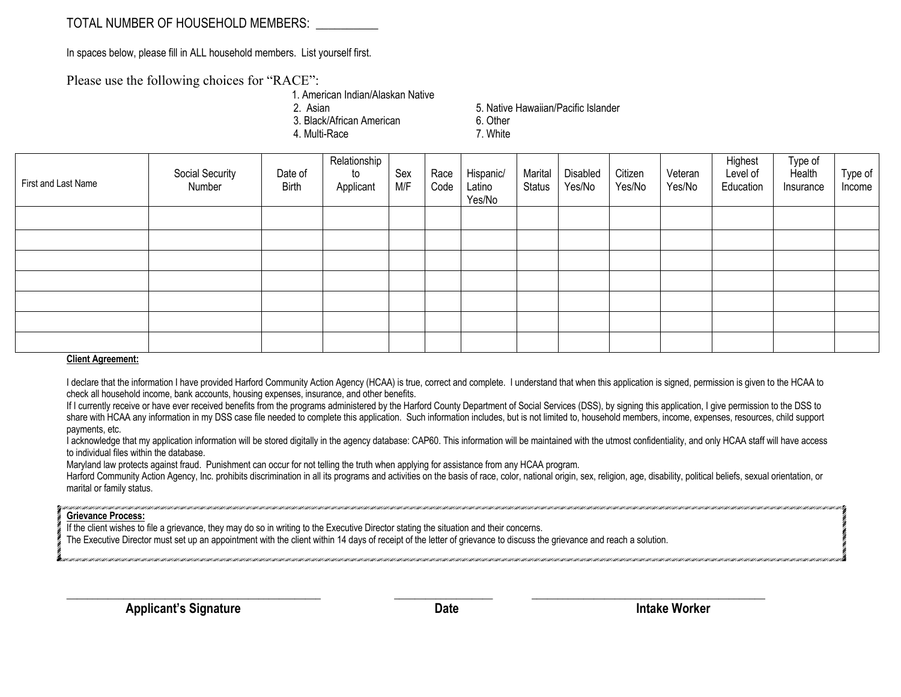TOTAL NUMBER OF HOUSEHOLD MEMBERS: __________

In spaces below, please fill in ALL household members. List yourself first.

Please use the following choices for "RACE":

1. American Indian/Alaskan Native
2. Asian
3. Black/African American
4. Multi-Race
5. Native Hawaiian/Pacific Islander
6. Other
7. White

| First and Last Name | Social Security Number | Date of Birth | Relationship to Applicant | Sex M/F | Race Code | Hispanic/ Latino Yes/No | Marital Status | Disabled Yes/No | Citizen Yes/No | Veteran Yes/No | Highest Level of Education | Type of Health Insurance | Type of Income |
|---|---|---|---|---|---|---|---|---|---|---|---|---|---|
| | | | | | | | | | | | | | |
| | | | | | | | | | | | | | |
| | | | | | | | | | | | | | |
| | | | | | | | | | | | | | |
| | | | | | | | | | | | | | |
| | | | | | | | | | | | | | |
| | | | | | | | | | | | | | |

**Client Agreement:**

I declare that the information I have provided Harford Community Action Agency (HCAA) is true, correct and complete. I understand that when this application is signed, permission is given to the HCAA to check all household income, bank accounts, housing expenses, insurance, and other benefits.

If I currently receive or have ever received benefits from the programs administered by the Harford County Department of Social Services (DSS), by signing this application, I give permission to the DSS to share with HCAA any information in my DSS case file needed to complete this application. Such information includes, but is not limited to, household members, income, expenses, resources, child support payments, etc.

I acknowledge that my application information will be stored digitally in the agency database: CAP60. This information will be maintained with the utmost confidentiality, and only HCAA staff will have access to individual files within the database.

Maryland law protects against fraud. Punishment can occur for not telling the truth when applying for assistance from any HCAA program.

Harford Community Action Agency, Inc. prohibits discrimination in all its programs and activities on the basis of race, color, national origin, sex, religion, age, disability, political beliefs, sexual orientation, or marital or family status.

**Grievance Process:**

If the client wishes to file a grievance, they may do so in writing to the Executive Director stating the situation and their concerns.

The Executive Director must set up an appointment with the client within 14 days of receipt of the letter of grievance to discuss the grievance and reach a solution.

_____________________________________________ **Applicant's Signature**

_________________ **Date**

_________________________________________ **Intake Worker**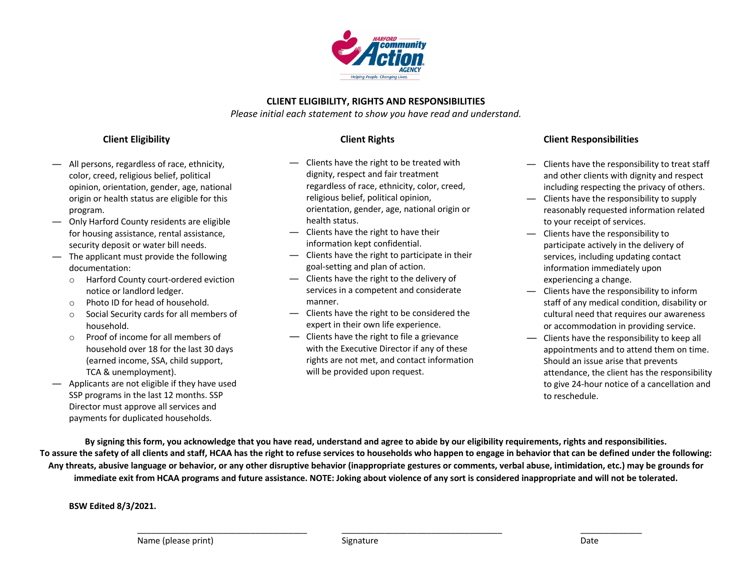# CLIENT ELIGIBILITY, RIGHTS AND RESPONSIBILITIES

*Please initial each statement to show you have read and understand.*

## Client Eligibility

— All persons, regardless of race, ethnicity, color, creed, religious belief, political opinion, orientation, gender, age, national origin or health status are eligible for this program.

— Only Harford County residents are eligible for housing assistance, rental assistance, security deposit or water bill needs.

— The applicant must provide the following documentation:

- Harford County court-ordered eviction notice or landlord ledger.
- Photo ID for head of household.
- Social Security cards for all members of household.
- Proof of income for all members of household over 18 for the last 30 days (earned income, SSA, child support, TCA & unemployment).

— Applicants are not eligible if they have used SSP programs in the last 12 months. SSP Director must approve all services and payments for duplicated households.

## Client Rights

— Clients have the right to be treated with dignity, respect and fair treatment regardless of race, ethnicity, color, creed, religious belief, political opinion, orientation, gender, age, national origin or health status.

— Clients have the right to have their information kept confidential.

— Clients have the right to participate in their goal-setting and plan of action.

— Clients have the right to the delivery of services in a competent and considerate manner.

— Clients have the right to be considered the expert in their own life experience.

— Clients have the right to file a grievance with the Executive Director if any of these rights are not met, and contact information will be provided upon request.

## Client Responsibilities

— Clients have the responsibility to treat staff and other clients with dignity and respect including respecting the privacy of others.

— Clients have the responsibility to supply reasonably requested information related to your receipt of services.

— Clients have the responsibility to participate actively in the delivery of services, including updating contact information immediately upon experiencing a change.

— Clients have the responsibility to inform staff of any medical condition, disability or cultural need that requires our awareness or accommodation in providing service.

— Clients have the responsibility to keep all appointments and to attend them on time. Should an issue arise that prevents attendance, the client has the responsibility to give 24-hour notice of a cancellation and to reschedule.

**By signing this form, you acknowledge that you have read, understand and agree to abide by our eligibility requirements, rights and responsibilities. To assure the safety of all clients and staff, HCAA has the right to refuse services to households who happen to engage in behavior that can be defined under the following: Any threats, abusive language or behavior, or any other disruptive behavior (inappropriate gestures or comments, verbal abuse, intimidation, etc.) may be grounds for immediate exit from HCAA programs and future assistance. NOTE: Joking about violence of any sort is considered inappropriate and will not be tolerated.**

**BSW Edited 8/3/2021.**

_________________________________ Name (please print)

_________________________________ Signature

_____________ Date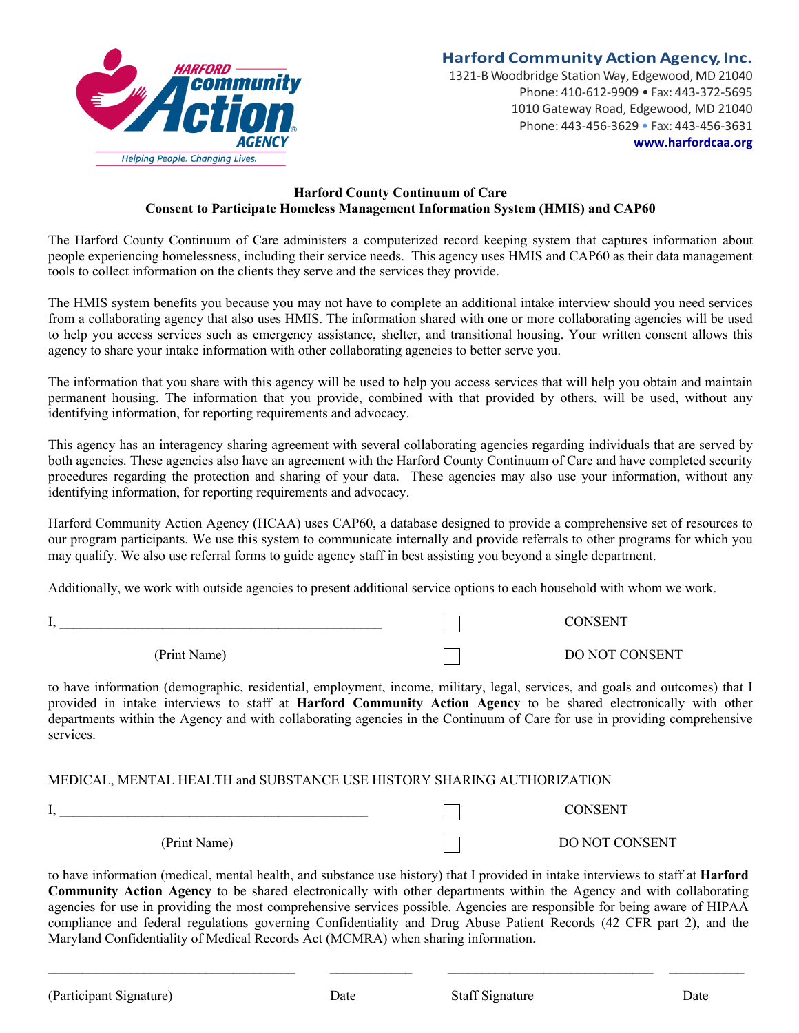**Harford Community Action Agency, Inc.**
1321-B Woodbridge Station Way, Edgewood, MD 21040
Phone: 410-612-9909 • Fax: 443-372-5695
1010 Gateway Road, Edgewood, MD 21040
Phone: 443-456-3629 • Fax: 443-456-3631
www.harfordcaa.org

## Harford County Continuum of Care
## Consent to Participate Homeless Management Information System (HMIS) and CAP60

The Harford County Continuum of Care administers a computerized record keeping system that captures information about people experiencing homelessness, including their service needs. This agency uses HMIS and CAP60 as their data management tools to collect information on the clients they serve and the services they provide.

The HMIS system benefits you because you may not have to complete an additional intake interview should you need services from a collaborating agency that also uses HMIS. The information shared with one or more collaborating agencies will be used to help you access services such as emergency assistance, shelter, and transitional housing. Your written consent allows this agency to share your intake information with other collaborating agencies to better serve you.

The information that you share with this agency will be used to help you access services that will help you obtain and maintain permanent housing. The information that you provide, combined with that provided by others, will be used, without any identifying information, for reporting requirements and advocacy.

This agency has an interagency sharing agreement with several collaborating agencies regarding individuals that are served by both agencies. These agencies also have an agreement with the Harford County Continuum of Care and have completed security procedures regarding the protection and sharing of your data. These agencies may also use your information, without any identifying information, for reporting requirements and advocacy.

Harford Community Action Agency (HCAA) uses CAP60, a database designed to provide a comprehensive set of resources to our program participants. We use this system to communicate internally and provide referrals to other programs for which you may qualify. We also use referral forms to guide agency staff in best assisting you beyond a single department.

Additionally, we work with outside agencies to present additional service options to each household with whom we work.

I, ______________________________________________ ☐ CONSENT

(Print Name) ☐ DO NOT CONSENT

to have information (demographic, residential, employment, income, military, legal, services, and goals and outcomes) that I provided in intake interviews to staff at **Harford Community Action Agency** to be shared electronically with other departments within the Agency and with collaborating agencies in the Continuum of Care for use in providing comprehensive services.

MEDICAL, MENTAL HEALTH and SUBSTANCE USE HISTORY SHARING AUTHORIZATION

I, ______________________________________________ ☐ CONSENT

(Print Name) ☐ DO NOT CONSENT

to have information (medical, mental health, and substance use history) that I provided in intake interviews to staff at **Harford Community Action Agency** to be shared electronically with other departments within the Agency and with collaborating agencies for use in providing the most comprehensive services possible. Agencies are responsible for being aware of HIPAA compliance and federal regulations governing Confidentiality and Drug Abuse Patient Records (42 CFR part 2), and the Maryland Confidentiality of Medical Records Act (MCMRA) when sharing information.

___________________________________ ____________ ______________________________ ___________

(Participant Signature) Date Staff Signature Date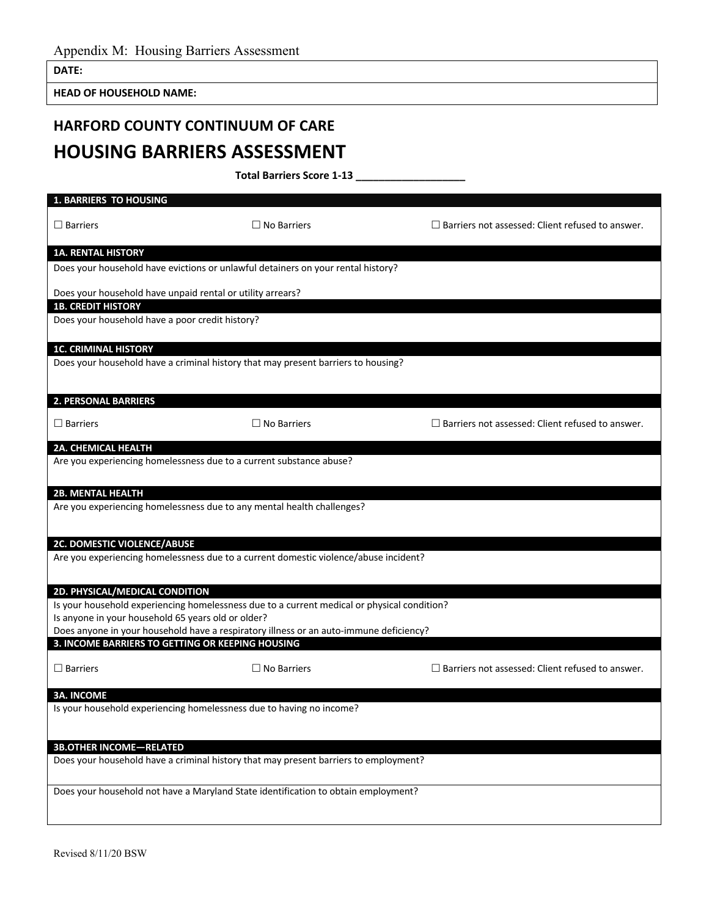Appendix M: Housing Barriers Assessment

| | |
|---|---|
| **DATE:** | |
| **HEAD OF HOUSEHOLD NAME:** | |

## HARFORD COUNTY CONTINUUM OF CARE

# HOUSING BARRIERS ASSESSMENT

**Total Barriers Score 1-13 ___________________**

### 1. BARRIERS TO HOUSING

☐ Barriers ☐ No Barriers ☐ Barriers not assessed: Client refused to answer.

**1A. RENTAL HISTORY**

Does your household have evictions or unlawful detainers on your rental history?

Does your household have unpaid rental or utility arrears?

**1B. CREDIT HISTORY**

Does your household have a poor credit history?

**1C. CRIMINAL HISTORY**

Does your household have a criminal history that may present barriers to housing?

### 2. PERSONAL BARRIERS

☐ Barriers ☐ No Barriers ☐ Barriers not assessed: Client refused to answer.

**2A. CHEMICAL HEALTH**

Are you experiencing homelessness due to a current substance abuse?

**2B. MENTAL HEALTH**

Are you experiencing homelessness due to any mental health challenges?

**2C. DOMESTIC VIOLENCE/ABUSE**

Are you experiencing homelessness due to a current domestic violence/abuse incident?

**2D. PHYSICAL/MEDICAL CONDITION**

Is your household experiencing homelessness due to a current medical or physical condition?

Is anyone in your household 65 years old or older?

Does anyone in your household have a respiratory illness or an auto-immune deficiency?

### 3. INCOME BARRIERS TO GETTING OR KEEPING HOUSING

☐ Barriers ☐ No Barriers ☐ Barriers not assessed: Client refused to answer.

**3A. INCOME**

Is your household experiencing homelessness due to having no income?

**3B.OTHER INCOME—RELATED**

Does your household have a criminal history that may present barriers to employment?

Does your household not have a Maryland State identification to obtain employment?

Revised 8/11/20 BSW